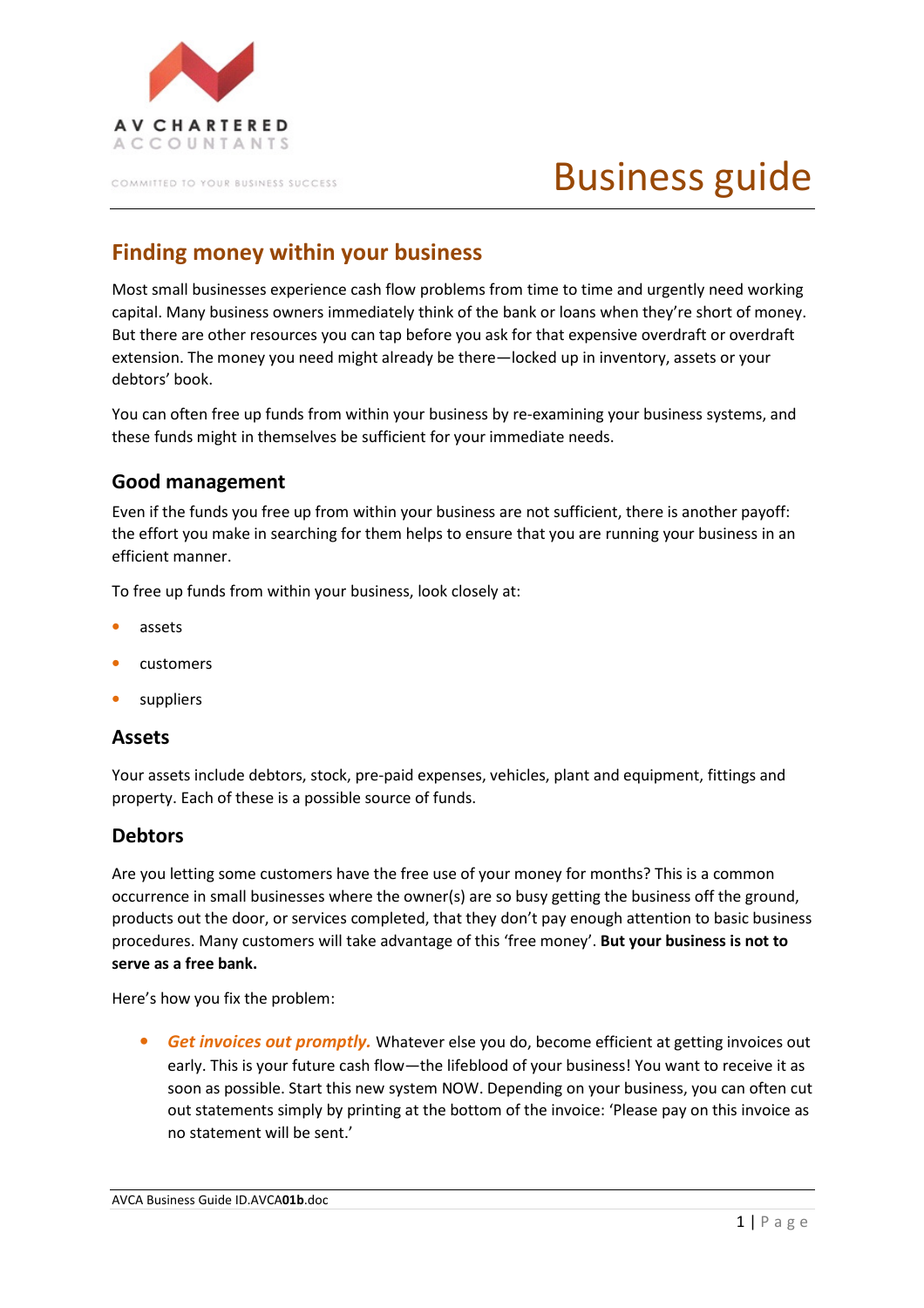# Business guide

## Finding money within your business

Most small businesses experience cash flow problems from time to time and urgently need working capital. Many business owners immediately think of the bank or loans when they're short of money. But there are other resources you can tap before you ask for that expensive overdraft or overdraft extension. The money you need might already be there—locked up in inventory, assets or your debtors' book.

You can often free up funds from within your business by re-examining your business systems, and these funds might in themselves be sufficient for your immediate needs.

### Good management

Even if the funds you free up from within your business are not sufficient, there is another payoff: the effort you make in searching for them helps to ensure that you are running your business in an efficient manner.

To free up funds from within your business, look closely at:

- assets
- customers
- suppliers

### Assets

Your assets include debtors, stock, pre-paid expenses, vehicles, plant and equipment, fittings and property. Each of these is a possible source of funds.

### Debtors

Are you letting some customers have the free use of your money for months? This is a common occurrence in small businesses where the owner(s) are so busy getting the business off the ground, products out the door, or services completed, that they don't pay enough attention to basic business procedures. Many customers will take advantage of this 'free money'. **But your business is not to serve as a free bank.**

Here's how you fix the problem:

- ***Get invoices out promptly.*** Whatever else you do, become efficient at getting invoices out early. This is your future cash flow—the lifeblood of your business! You want to receive it as soon as possible. Start this new system NOW. Depending on your business, you can often cut out statements simply by printing at the bottom of the invoice: 'Please pay on this invoice as no statement will be sent.'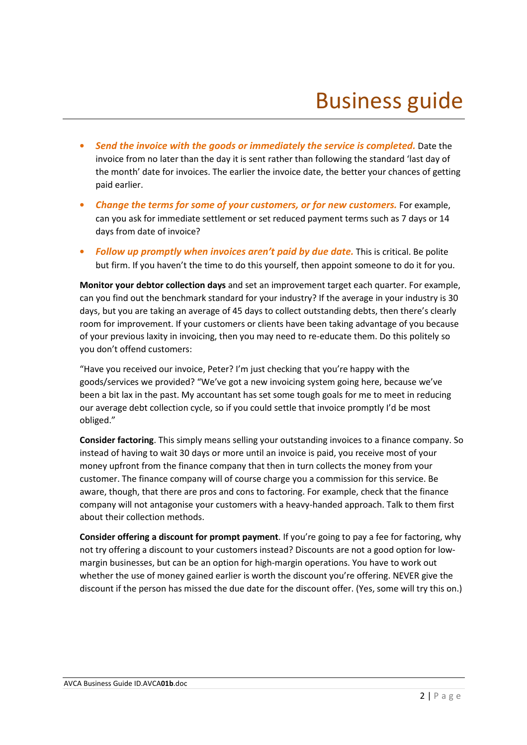- ***Send the invoice with the goods or immediately the service is completed.*** Date the invoice from no later than the day it is sent rather than following the standard 'last day of the month' date for invoices. The earlier the invoice date, the better your chances of getting paid earlier.
- ***Change the terms for some of your customers, or for new customers.*** For example, can you ask for immediate settlement or set reduced payment terms such as 7 days or 14 days from date of invoice?
- ***Follow up promptly when invoices aren't paid by due date.*** This is critical. Be polite but firm. If you haven't the time to do this yourself, then appoint someone to do it for you.

**Monitor your debtor collection days** and set an improvement target each quarter. For example, can you find out the benchmark standard for your industry? If the average in your industry is 30 days, but you are taking an average of 45 days to collect outstanding debts, then there's clearly room for improvement. If your customers or clients have been taking advantage of you because of your previous laxity in invoicing, then you may need to re-educate them. Do this politely so you don't offend customers:

"Have you received our invoice, Peter? I'm just checking that you're happy with the goods/services we provided? "We've got a new invoicing system going here, because we've been a bit lax in the past. My accountant has set some tough goals for me to meet in reducing our average debt collection cycle, so if you could settle that invoice promptly I'd be most obliged."

**Consider factoring**. This simply means selling your outstanding invoices to a finance company. So instead of having to wait 30 days or more until an invoice is paid, you receive most of your money upfront from the finance company that then in turn collects the money from your customer. The finance company will of course charge you a commission for this service. Be aware, though, that there are pros and cons to factoring. For example, check that the finance company will not antagonise your customers with a heavy-handed approach. Talk to them first about their collection methods.

**Consider offering a discount for prompt payment**. If you're going to pay a fee for factoring, why not try offering a discount to your customers instead? Discounts are not a good option for low-margin businesses, but can be an option for high-margin operations. You have to work out whether the use of money gained earlier is worth the discount you're offering. NEVER give the discount if the person has missed the due date for the discount offer. (Yes, some will try this on.)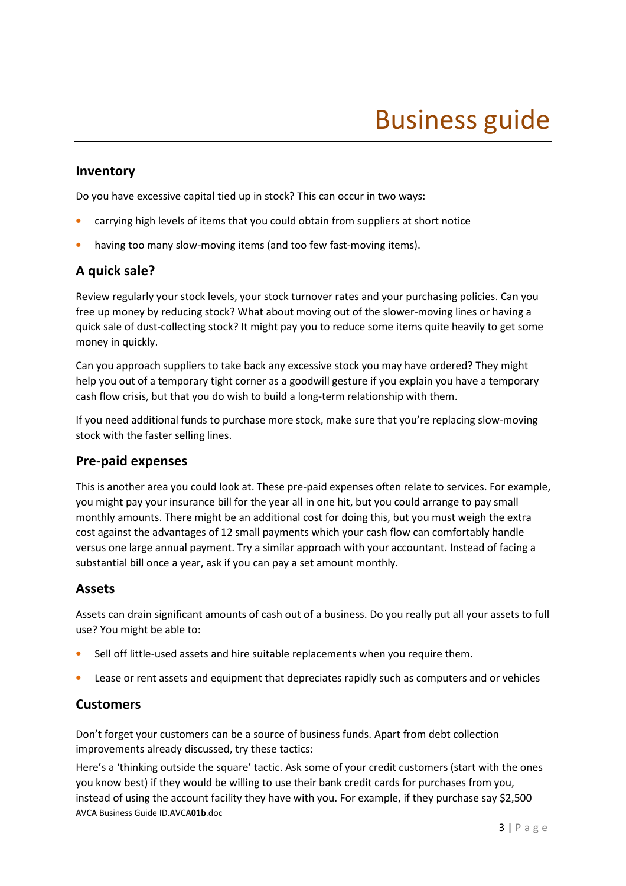## Inventory

Do you have excessive capital tied up in stock? This can occur in two ways:

- carrying high levels of items that you could obtain from suppliers at short notice
- having too many slow-moving items (and too few fast-moving items).

## A quick sale?

Review regularly your stock levels, your stock turnover rates and your purchasing policies. Can you free up money by reducing stock? What about moving out of the slower-moving lines or having a quick sale of dust-collecting stock? It might pay you to reduce some items quite heavily to get some money in quickly.

Can you approach suppliers to take back any excessive stock you may have ordered? They might help you out of a temporary tight corner as a goodwill gesture if you explain you have a temporary cash flow crisis, but that you do wish to build a long-term relationship with them.

If you need additional funds to purchase more stock, make sure that you're replacing slow-moving stock with the faster selling lines.

## Pre-paid expenses

This is another area you could look at. These pre-paid expenses often relate to services. For example, you might pay your insurance bill for the year all in one hit, but you could arrange to pay small monthly amounts. There might be an additional cost for doing this, but you must weigh the extra cost against the advantages of 12 small payments which your cash flow can comfortably handle versus one large annual payment. Try a similar approach with your accountant. Instead of facing a substantial bill once a year, ask if you can pay a set amount monthly.

## Assets

Assets can drain significant amounts of cash out of a business. Do you really put all your assets to full use? You might be able to:

- Sell off little-used assets and hire suitable replacements when you require them.
- Lease or rent assets and equipment that depreciates rapidly such as computers and or vehicles

## Customers

Don't forget your customers can be a source of business funds. Apart from debt collection improvements already discussed, try these tactics:

Here's a 'thinking outside the square' tactic. Ask some of your credit customers (start with the ones you know best) if they would be willing to use their bank credit cards for purchases from you, instead of using the account facility they have with you. For example, if they purchase say $2,500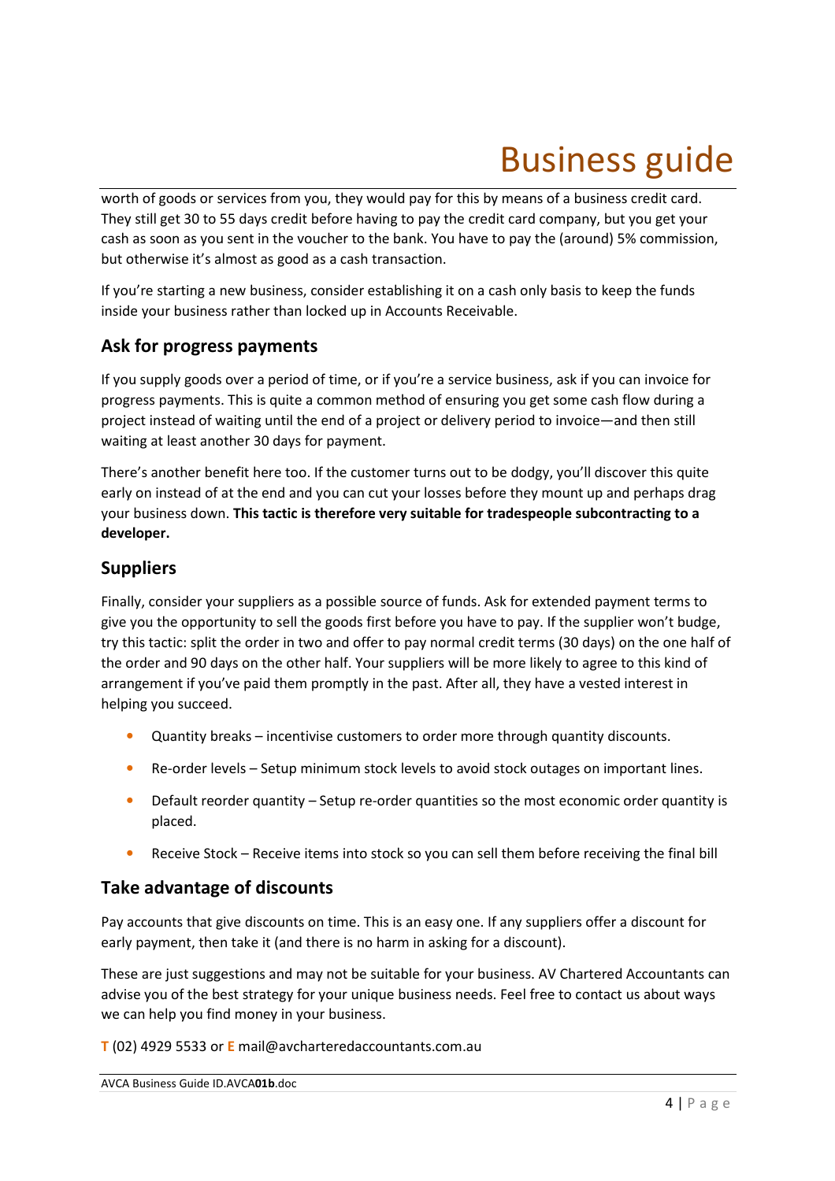worth of goods or services from you, they would pay for this by means of a business credit card. They still get 30 to 55 days credit before having to pay the credit card company, but you get your cash as soon as you sent in the voucher to the bank. You have to pay the (around) 5% commission, but otherwise it's almost as good as a cash transaction.

If you're starting a new business, consider establishing it on a cash only basis to keep the funds inside your business rather than locked up in Accounts Receivable.

## Ask for progress payments

If you supply goods over a period of time, or if you're a service business, ask if you can invoice for progress payments. This is quite a common method of ensuring you get some cash flow during a project instead of waiting until the end of a project or delivery period to invoice—and then still waiting at least another 30 days for payment.

There's another benefit here too. If the customer turns out to be dodgy, you'll discover this quite early on instead of at the end and you can cut your losses before they mount up and perhaps drag your business down. **This tactic is therefore very suitable for tradespeople subcontracting to a developer.**

## Suppliers

Finally, consider your suppliers as a possible source of funds. Ask for extended payment terms to give you the opportunity to sell the goods first before you have to pay. If the supplier won't budge, try this tactic: split the order in two and offer to pay normal credit terms (30 days) on the one half of the order and 90 days on the other half. Your suppliers will be more likely to agree to this kind of arrangement if you've paid them promptly in the past. After all, they have a vested interest in helping you succeed.

- Quantity breaks – incentivise customers to order more through quantity discounts.
- Re-order levels – Setup minimum stock levels to avoid stock outages on important lines.
- Default reorder quantity – Setup re-order quantities so the most economic order quantity is placed.
- Receive Stock – Receive items into stock so you can sell them before receiving the final bill

## Take advantage of discounts

Pay accounts that give discounts on time. This is an easy one. If any suppliers offer a discount for early payment, then take it (and there is no harm in asking for a discount).

These are just suggestions and may not be suitable for your business. AV Chartered Accountants can advise you of the best strategy for your unique business needs. Feel free to contact us about ways we can help you find money in your business.

**T** (02) 4929 5533 or **E** mail@avcharteredaccountants.com.au